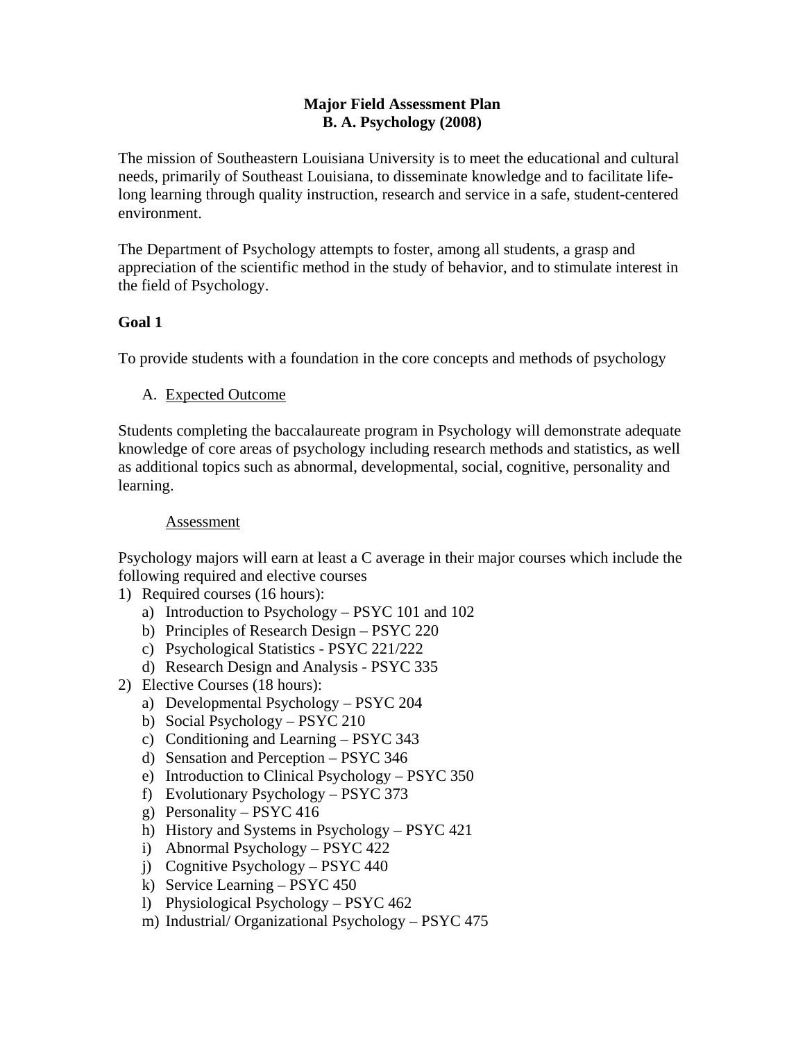# Major Field Assessment Plan
# B. A. Psychology (2008)

The mission of Southeastern Louisiana University is to meet the educational and cultural needs, primarily of Southeast Louisiana, to disseminate knowledge and to facilitate life-long learning through quality instruction, research and service in a safe, student-centered environment.

The Department of Psychology attempts to foster, among all students, a grasp and appreciation of the scientific method in the study of behavior, and to stimulate interest in the field of Psychology.

**Goal 1**

To provide students with a foundation in the core concepts and methods of psychology

A. <u>Expected Outcome</u>

Students completing the baccalaureate program in Psychology will demonstrate adequate knowledge of core areas of psychology including research methods and statistics, as well as additional topics such as abnormal, developmental, social, cognitive, personality and learning.

<u>Assessment</u>

Psychology majors will earn at least a C average in their major courses which include the following required and elective courses

1) Required courses (16 hours):
   a) Introduction to Psychology – PSYC 101 and 102
   b) Principles of Research Design – PSYC 220
   c) Psychological Statistics - PSYC 221/222
   d) Research Design and Analysis - PSYC 335
2) Elective Courses (18 hours):
   a) Developmental Psychology – PSYC 204
   b) Social Psychology – PSYC 210
   c) Conditioning and Learning – PSYC 343
   d) Sensation and Perception – PSYC 346
   e) Introduction to Clinical Psychology – PSYC 350
   f) Evolutionary Psychology – PSYC 373
   g) Personality – PSYC 416
   h) History and Systems in Psychology – PSYC 421
   i) Abnormal Psychology – PSYC 422
   j) Cognitive Psychology – PSYC 440
   k) Service Learning – PSYC 450
   l) Physiological Psychology – PSYC 462
   m) Industrial/ Organizational Psychology – PSYC 475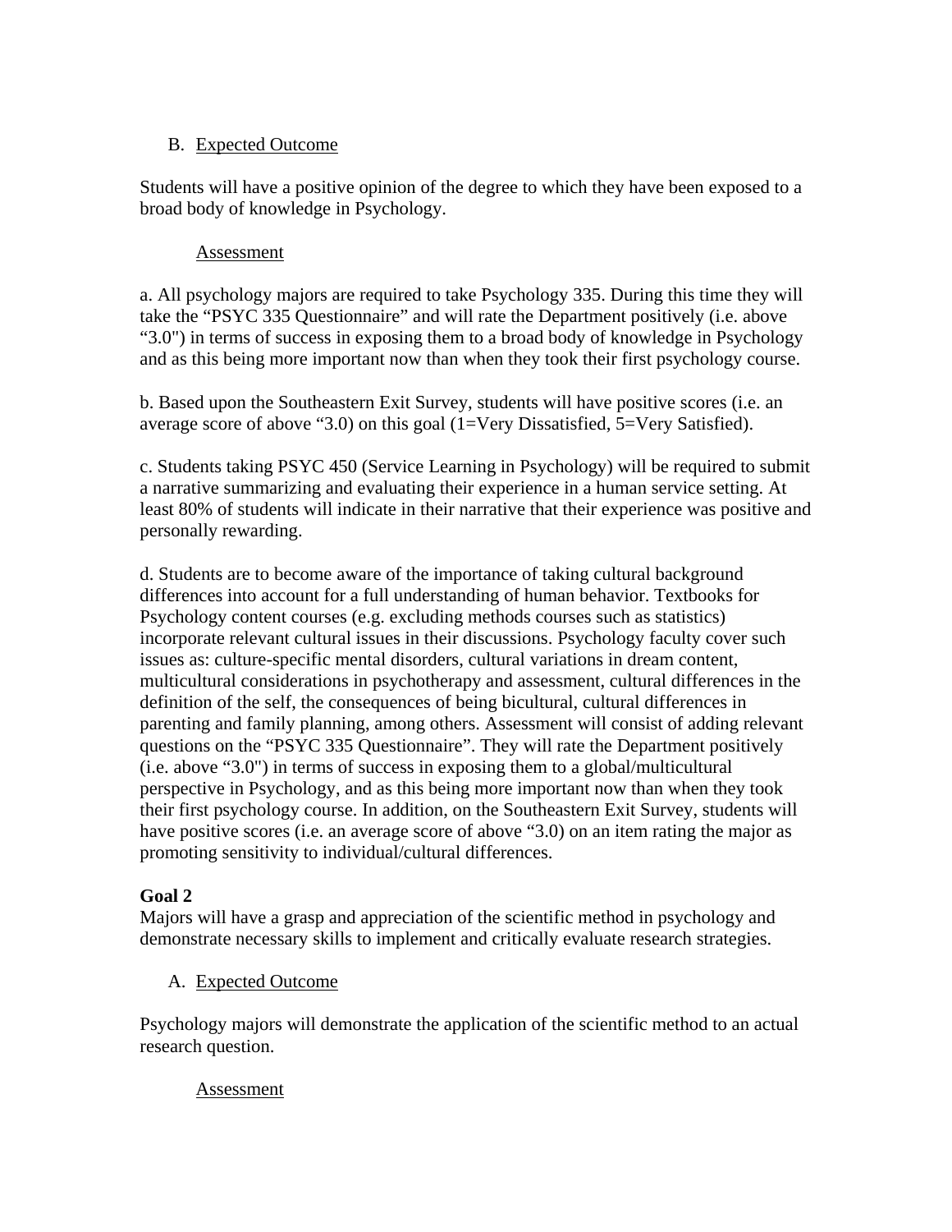B. Expected Outcome

Students will have a positive opinion of the degree to which they have been exposed to a broad body of knowledge in Psychology.

Assessment

a. All psychology majors are required to take Psychology 335. During this time they will take the "PSYC 335 Questionnaire" and will rate the Department positively (i.e. above "3.0") in terms of success in exposing them to a broad body of knowledge in Psychology and as this being more important now than when they took their first psychology course.

b. Based upon the Southeastern Exit Survey, students will have positive scores (i.e. an average score of above "3.0) on this goal (1=Very Dissatisfied, 5=Very Satisfied).

c. Students taking PSYC 450 (Service Learning in Psychology) will be required to submit a narrative summarizing and evaluating their experience in a human service setting. At least 80% of students will indicate in their narrative that their experience was positive and personally rewarding.

d. Students are to become aware of the importance of taking cultural background differences into account for a full understanding of human behavior. Textbooks for Psychology content courses (e.g. excluding methods courses such as statistics) incorporate relevant cultural issues in their discussions. Psychology faculty cover such issues as: culture-specific mental disorders, cultural variations in dream content, multicultural considerations in psychotherapy and assessment, cultural differences in the definition of the self, the consequences of being bicultural, cultural differences in parenting and family planning, among others. Assessment will consist of adding relevant questions on the "PSYC 335 Questionnaire". They will rate the Department positively (i.e. above "3.0") in terms of success in exposing them to a global/multicultural perspective in Psychology, and as this being more important now than when they took their first psychology course. In addition, on the Southeastern Exit Survey, students will have positive scores (i.e. an average score of above "3.0) on an item rating the major as promoting sensitivity to individual/cultural differences.

**Goal 2**
Majors will have a grasp and appreciation of the scientific method in psychology and demonstrate necessary skills to implement and critically evaluate research strategies.

A. Expected Outcome

Psychology majors will demonstrate the application of the scientific method to an actual research question.

Assessment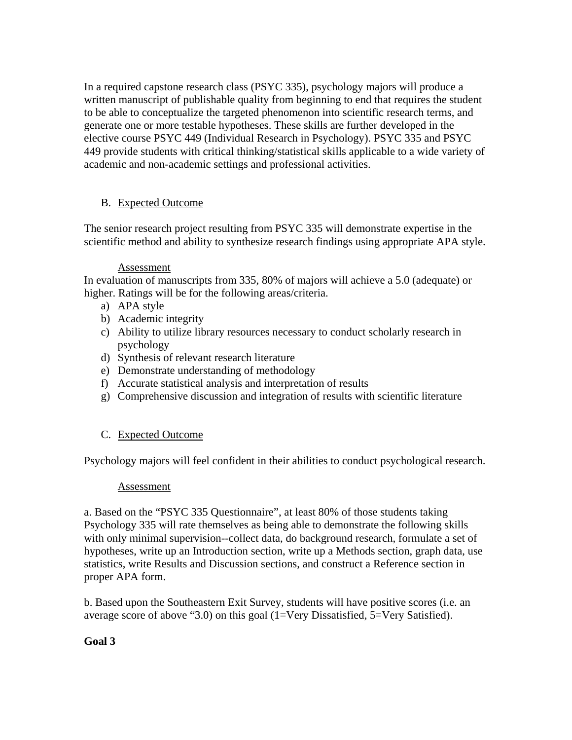In a required capstone research class (PSYC 335), psychology majors will produce a written manuscript of publishable quality from beginning to end that requires the student to be able to conceptualize the targeted phenomenon into scientific research terms, and generate one or more testable hypotheses. These skills are further developed in the elective course PSYC 449 (Individual Research in Psychology). PSYC 335 and PSYC 449 provide students with critical thinking/statistical skills applicable to a wide variety of academic and non-academic settings and professional activities.

B. Expected Outcome

The senior research project resulting from PSYC 335 will demonstrate expertise in the scientific method and ability to synthesize research findings using appropriate APA style.

Assessment

In evaluation of manuscripts from 335, 80% of majors will achieve a 5.0 (adequate) or higher. Ratings will be for the following areas/criteria.

a) APA style
b) Academic integrity
c) Ability to utilize library resources necessary to conduct scholarly research in psychology
d) Synthesis of relevant research literature
e) Demonstrate understanding of methodology
f) Accurate statistical analysis and interpretation of results
g) Comprehensive discussion and integration of results with scientific literature

C. Expected Outcome

Psychology majors will feel confident in their abilities to conduct psychological research.

Assessment

a. Based on the "PSYC 335 Questionnaire", at least 80% of those students taking Psychology 335 will rate themselves as being able to demonstrate the following skills with only minimal supervision--collect data, do background research, formulate a set of hypotheses, write up an Introduction section, write up a Methods section, graph data, use statistics, write Results and Discussion sections, and construct a Reference section in proper APA form.

b. Based upon the Southeastern Exit Survey, students will have positive scores (i.e. an average score of above "3.0) on this goal (1=Very Dissatisfied, 5=Very Satisfied).

**Goal 3**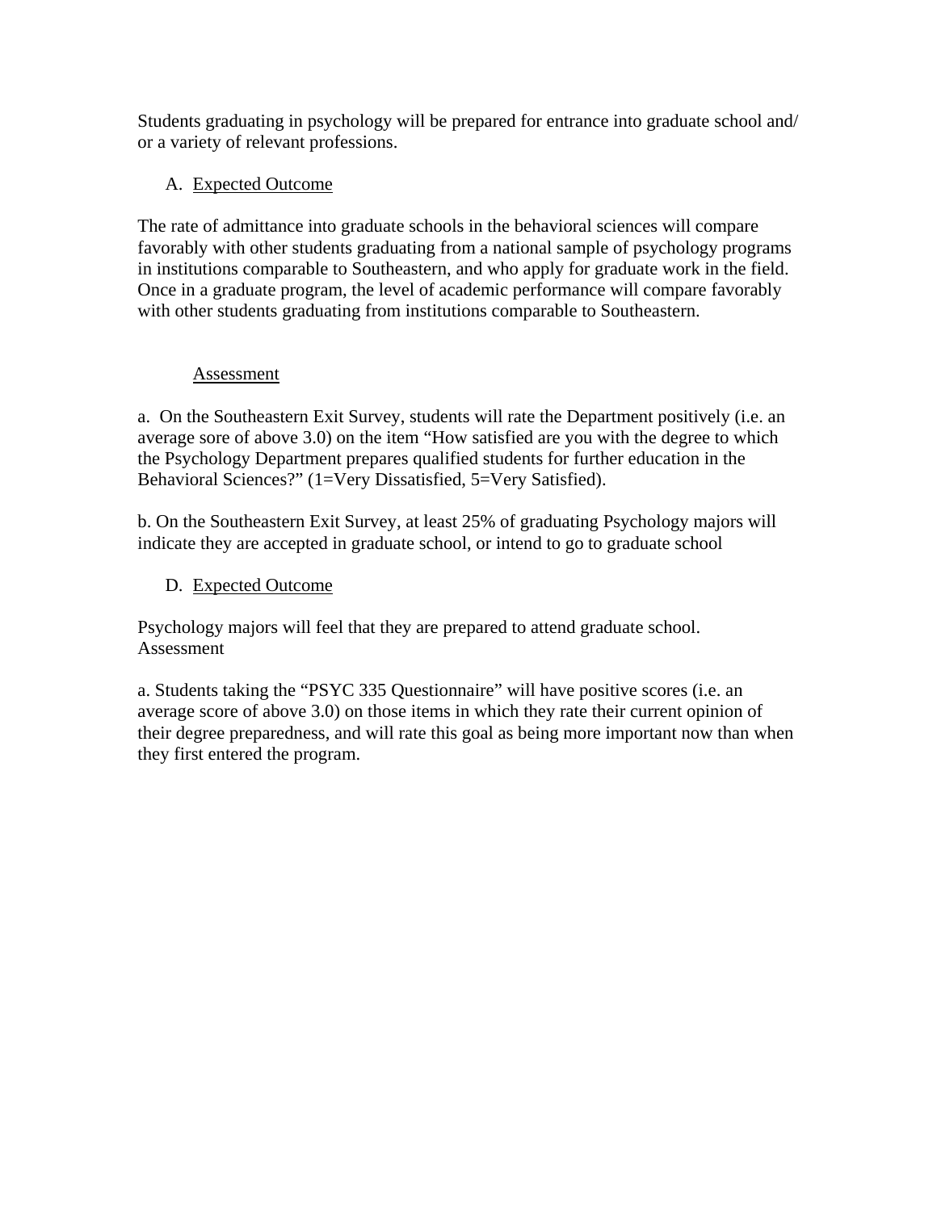Students graduating in psychology will be prepared for entrance into graduate school and/ or a variety of relevant professions.

A. Expected Outcome

The rate of admittance into graduate schools in the behavioral sciences will compare favorably with other students graduating from a national sample of psychology programs in institutions comparable to Southeastern, and who apply for graduate work in the field. Once in a graduate program, the level of academic performance will compare favorably with other students graduating from institutions comparable to Southeastern.

Assessment

a. On the Southeastern Exit Survey, students will rate the Department positively (i.e. an average sore of above 3.0) on the item “How satisfied are you with the degree to which the Psychology Department prepares qualified students for further education in the Behavioral Sciences?” (1=Very Dissatisfied, 5=Very Satisfied).

b. On the Southeastern Exit Survey, at least 25% of graduating Psychology majors will indicate they are accepted in graduate school, or intend to go to graduate school

D. Expected Outcome

Psychology majors will feel that they are prepared to attend graduate school.
Assessment

a. Students taking the “PSYC 335 Questionnaire” will have positive scores (i.e. an average score of above 3.0) on those items in which they rate their current opinion of their degree preparedness, and will rate this goal as being more important now than when they first entered the program.